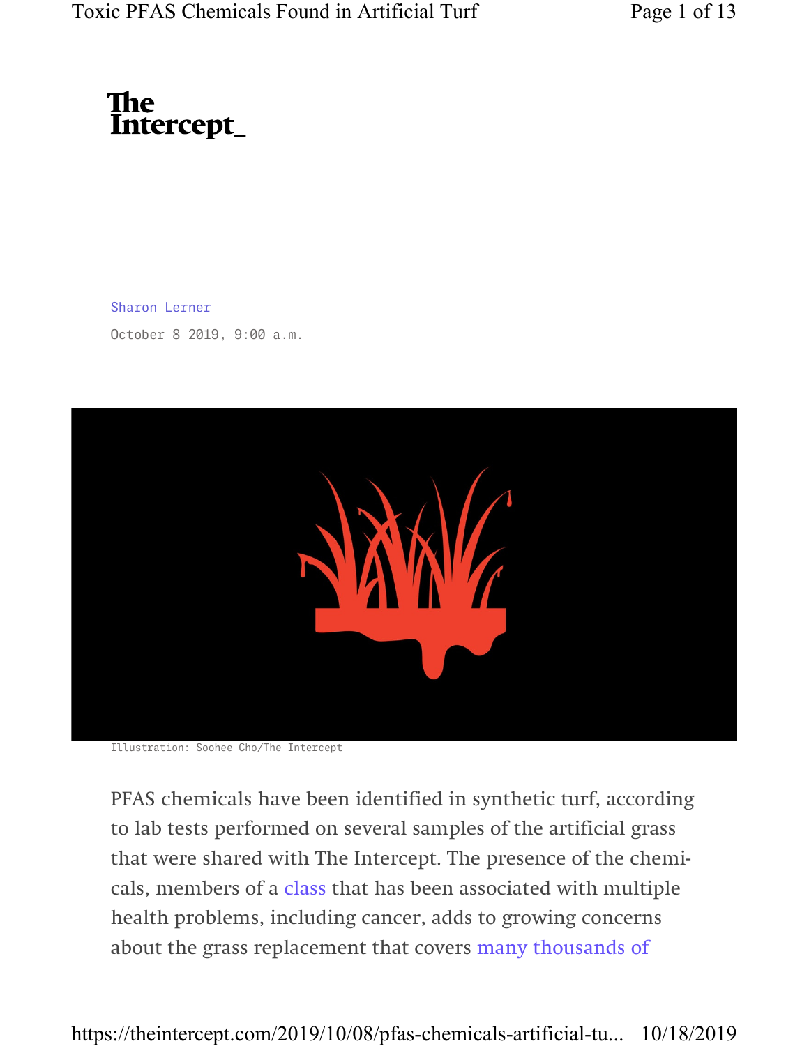The Intercept_

Sharon Lerner

October 8 2019, 9:00 a.m.

Illustration: Soohee Cho/The Intercept

PFAS chemicals have been identified in synthetic turf, according to lab tests performed on several samples of the artificial grass that were shared with The Intercept. The presence of the chemicals, members of a class that has been associated with multiple health problems, including cancer, adds to growing concerns about the grass replacement that covers many thousands of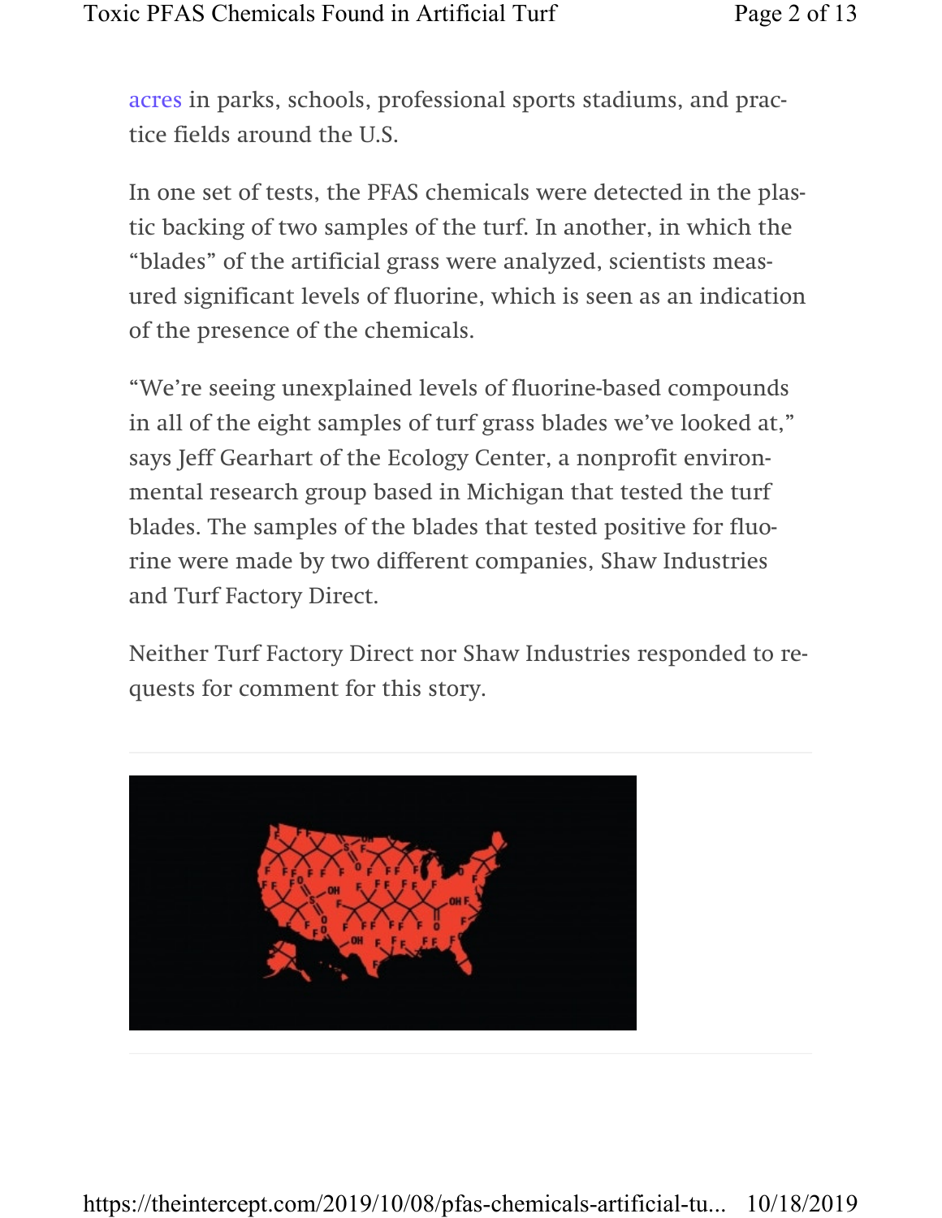acres in parks, schools, professional sports stadiums, and practice fields around the U.S.

In one set of tests, the PFAS chemicals were detected in the plastic backing of two samples of the turf. In another, in which the "blades" of the artificial grass were analyzed, scientists measured significant levels of fluorine, which is seen as an indication of the presence of the chemicals.

"We're seeing unexplained levels of fluorine-based compounds in all of the eight samples of turf grass blades we've looked at," says Jeff Gearhart of the Ecology Center, a nonprofit environmental research group based in Michigan that tested the turf blades. The samples of the blades that tested positive for fluorine were made by two different companies, Shaw Industries and Turf Factory Direct.

Neither Turf Factory Direct nor Shaw Industries responded to requests for comment for this story.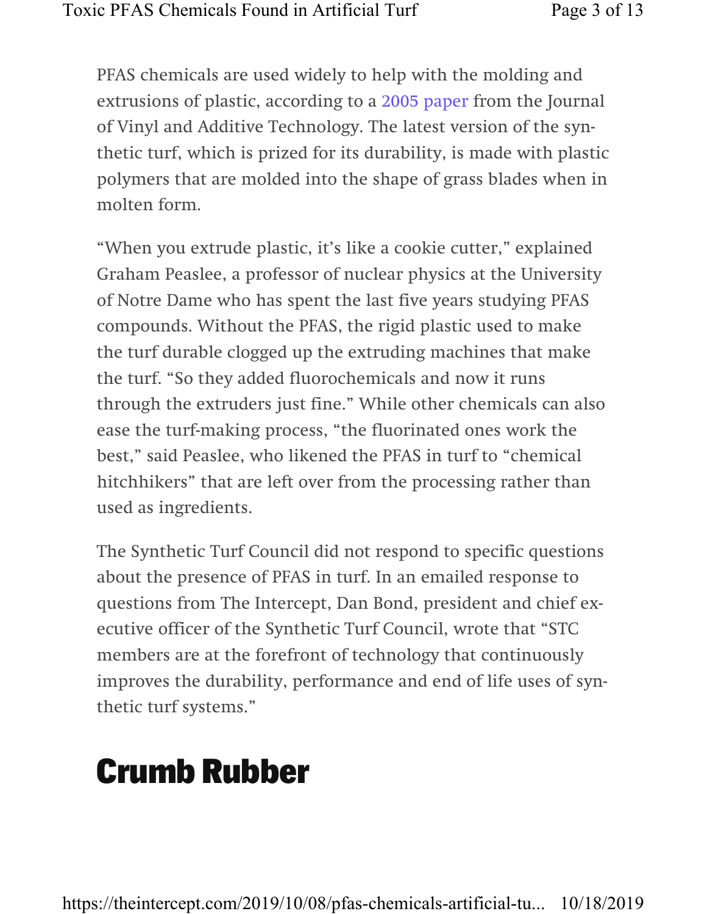PFAS chemicals are used widely to help with the molding and extrusions of plastic, according to a 2005 paper from the Journal of Vinyl and Additive Technology. The latest version of the synthetic turf, which is prized for its durability, is made with plastic polymers that are molded into the shape of grass blades when in molten form.

"When you extrude plastic, it's like a cookie cutter," explained Graham Peaslee, a professor of nuclear physics at the University of Notre Dame who has spent the last five years studying PFAS compounds. Without the PFAS, the rigid plastic used to make the turf durable clogged up the extruding machines that make the turf. "So they added fluorochemicals and now it runs through the extruders just fine." While other chemicals can also ease the turf-making process, "the fluorinated ones work the best," said Peaslee, who likened the PFAS in turf to "chemical hitchhikers" that are left over from the processing rather than used as ingredients.

The Synthetic Turf Council did not respond to specific questions about the presence of PFAS in turf. In an emailed response to questions from The Intercept, Dan Bond, president and chief executive officer of the Synthetic Turf Council, wrote that "STC members are at the forefront of technology that continuously improves the durability, performance and end of life uses of synthetic turf systems."

## Crumb Rubber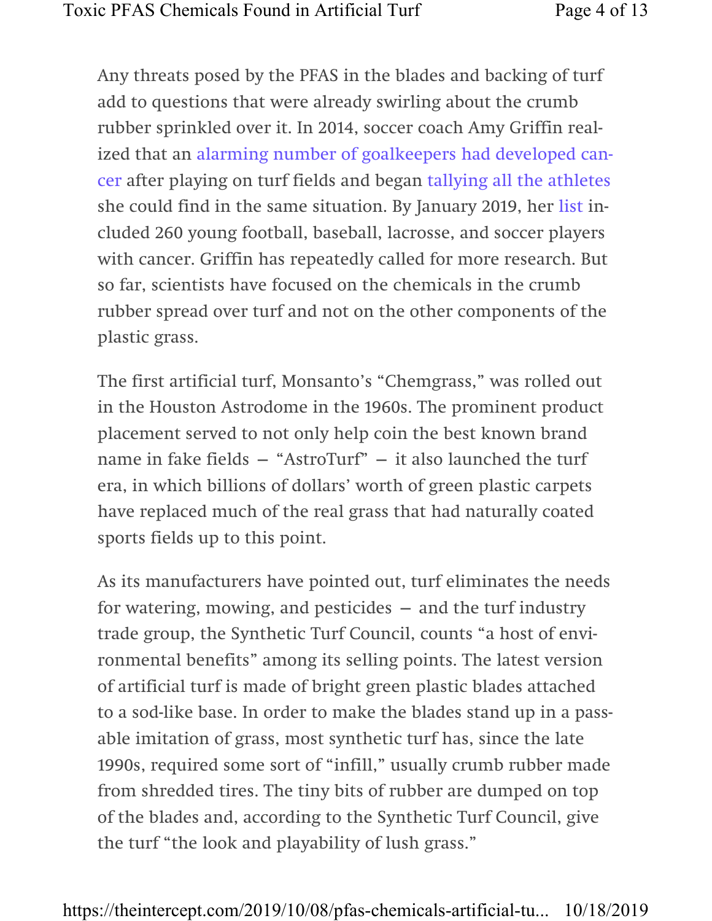Any threats posed by the PFAS in the blades and backing of turf add to questions that were already swirling about the crumb rubber sprinkled over it. In 2014, soccer coach Amy Griffin realized that an alarming number of goalkeepers had developed cancer after playing on turf fields and began tallying all the athletes she could find in the same situation. By January 2019, her list included 260 young football, baseball, lacrosse, and soccer players with cancer. Griffin has repeatedly called for more research. But so far, scientists have focused on the chemicals in the crumb rubber spread over turf and not on the other components of the plastic grass.

The first artificial turf, Monsanto's "Chemgrass," was rolled out in the Houston Astrodome in the 1960s. The prominent product placement served to not only help coin the best known brand name in fake fields — "AstroTurf" — it also launched the turf era, in which billions of dollars' worth of green plastic carpets have replaced much of the real grass that had naturally coated sports fields up to this point.

As its manufacturers have pointed out, turf eliminates the needs for watering, mowing, and pesticides — and the turf industry trade group, the Synthetic Turf Council, counts "a host of environmental benefits" among its selling points. The latest version of artificial turf is made of bright green plastic blades attached to a sod-like base. In order to make the blades stand up in a passable imitation of grass, most synthetic turf has, since the late 1990s, required some sort of "infill," usually crumb rubber made from shredded tires. The tiny bits of rubber are dumped on top of the blades and, according to the Synthetic Turf Council, give the turf "the look and playability of lush grass."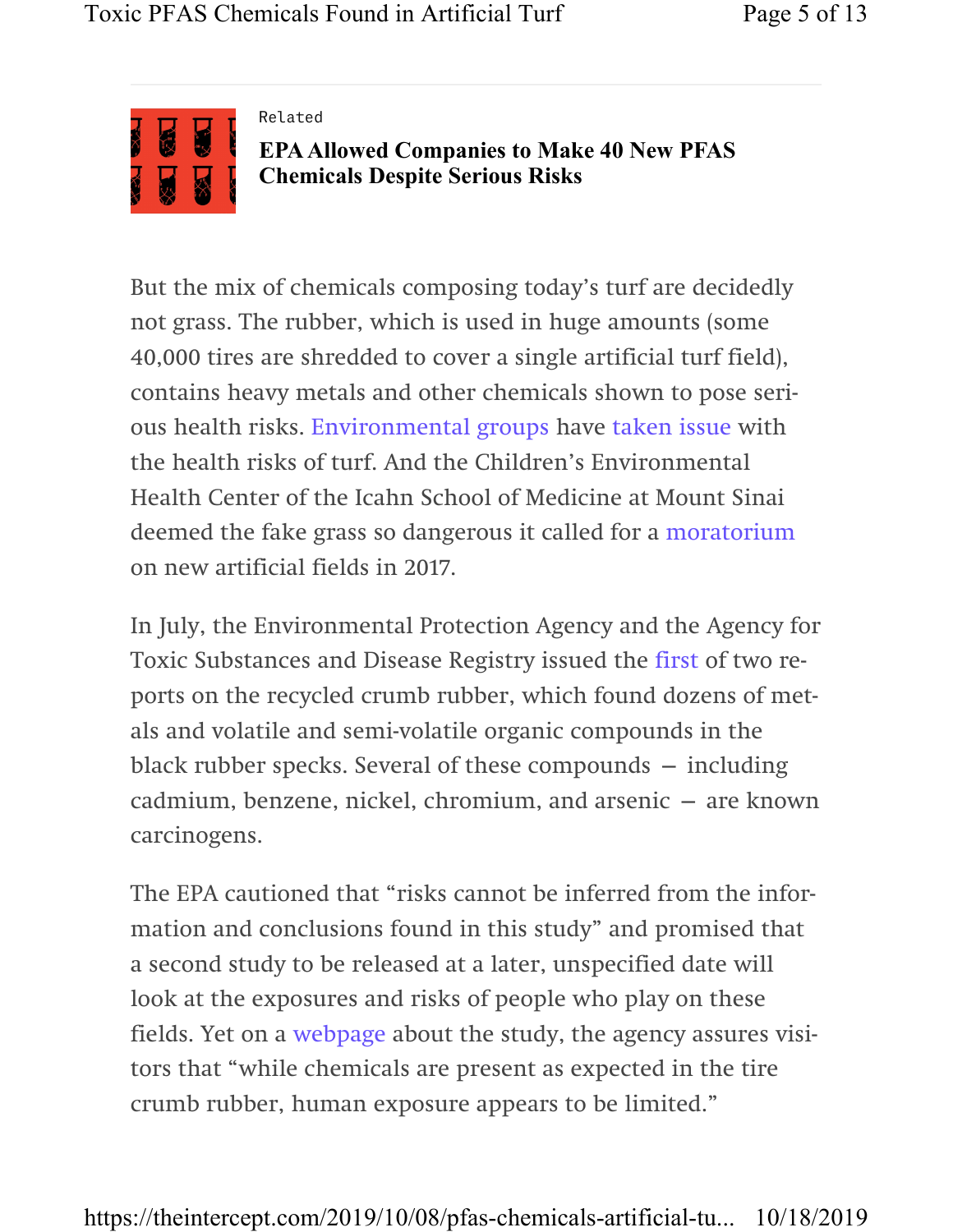Related

**EPA Allowed Companies to Make 40 New PFAS Chemicals Despite Serious Risks**

But the mix of chemicals composing today's turf are decidedly not grass. The rubber, which is used in huge amounts (some 40,000 tires are shredded to cover a single artificial turf field), contains heavy metals and other chemicals shown to pose serious health risks. Environmental groups have taken issue with the health risks of turf. And the Children's Environmental Health Center of the Icahn School of Medicine at Mount Sinai deemed the fake grass so dangerous it called for a moratorium on new artificial fields in 2017.

In July, the Environmental Protection Agency and the Agency for Toxic Substances and Disease Registry issued the first of two reports on the recycled crumb rubber, which found dozens of metals and volatile and semi-volatile organic compounds in the black rubber specks. Several of these compounds — including cadmium, benzene, nickel, chromium, and arsenic — are known carcinogens.

The EPA cautioned that "risks cannot be inferred from the information and conclusions found in this study" and promised that a second study to be released at a later, unspecified date will look at the exposures and risks of people who play on these fields. Yet on a webpage about the study, the agency assures visitors that "while chemicals are present as expected in the tire crumb rubber, human exposure appears to be limited."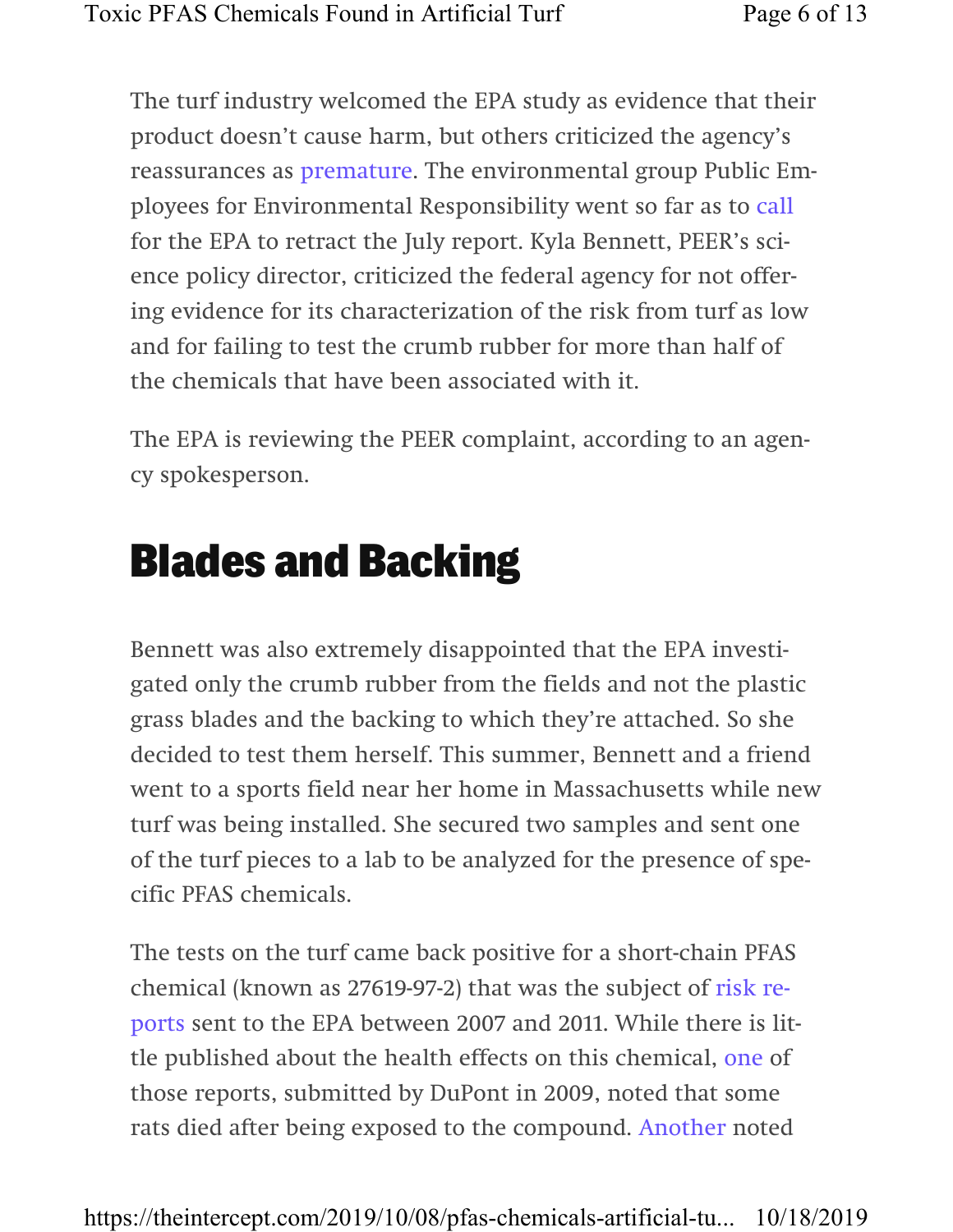The turf industry welcomed the EPA study as evidence that their product doesn't cause harm, but others criticized the agency's reassurances as premature. The environmental group Public Employees for Environmental Responsibility went so far as to call for the EPA to retract the July report. Kyla Bennett, PEER's science policy director, criticized the federal agency for not offering evidence for its characterization of the risk from turf as low and for failing to test the crumb rubber for more than half of the chemicals that have been associated with it.

The EPA is reviewing the PEER complaint, according to an agency spokesperson.

## Blades and Backing

Bennett was also extremely disappointed that the EPA investigated only the crumb rubber from the fields and not the plastic grass blades and the backing to which they're attached. So she decided to test them herself. This summer, Bennett and a friend went to a sports field near her home in Massachusetts while new turf was being installed. She secured two samples and sent one of the turf pieces to a lab to be analyzed for the presence of specific PFAS chemicals.

The tests on the turf came back positive for a short-chain PFAS chemical (known as 27619-97-2) that was the subject of risk reports sent to the EPA between 2007 and 2011. While there is little published about the health effects on this chemical, one of those reports, submitted by DuPont in 2009, noted that some rats died after being exposed to the compound. Another noted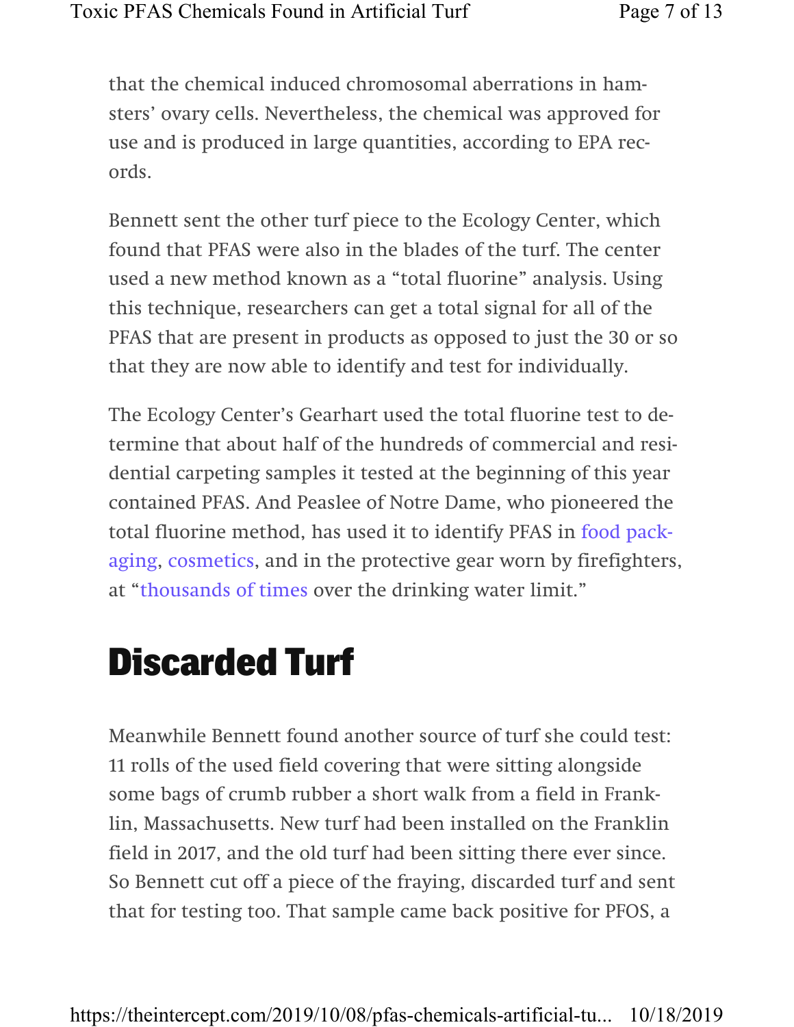that the chemical induced chromosomal aberrations in hamsters' ovary cells. Nevertheless, the chemical was approved for use and is produced in large quantities, according to EPA records.

Bennett sent the other turf piece to the Ecology Center, which found that PFAS were also in the blades of the turf. The center used a new method known as a "total fluorine" analysis. Using this technique, researchers can get a total signal for all of the PFAS that are present in products as opposed to just the 30 or so that they are now able to identify and test for individually.

The Ecology Center's Gearhart used the total fluorine test to determine that about half of the hundreds of commercial and residential carpeting samples it tested at the beginning of this year contained PFAS. And Peaslee of Notre Dame, who pioneered the total fluorine method, has used it to identify PFAS in food packaging, cosmetics, and in the protective gear worn by firefighters, at "thousands of times over the drinking water limit."

## Discarded Turf

Meanwhile Bennett found another source of turf she could test: 11 rolls of the used field covering that were sitting alongside some bags of crumb rubber a short walk from a field in Franklin, Massachusetts. New turf had been installed on the Franklin field in 2017, and the old turf had been sitting there ever since. So Bennett cut off a piece of the fraying, discarded turf and sent that for testing too. That sample came back positive for PFOS, a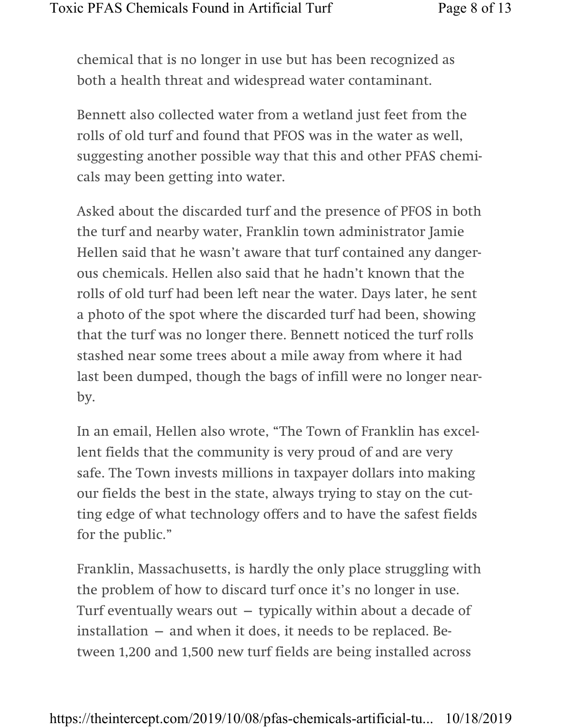chemical that is no longer in use but has been recognized as both a health threat and widespread water contaminant.

Bennett also collected water from a wetland just feet from the rolls of old turf and found that PFOS was in the water as well, suggesting another possible way that this and other PFAS chemicals may been getting into water.

Asked about the discarded turf and the presence of PFOS in both the turf and nearby water, Franklin town administrator Jamie Hellen said that he wasn't aware that turf contained any dangerous chemicals. Hellen also said that he hadn't known that the rolls of old turf had been left near the water. Days later, he sent a photo of the spot where the discarded turf had been, showing that the turf was no longer there. Bennett noticed the turf rolls stashed near some trees about a mile away from where it had last been dumped, though the bags of infill were no longer nearby.

In an email, Hellen also wrote, "The Town of Franklin has excellent fields that the community is very proud of and are very safe. The Town invests millions in taxpayer dollars into making our fields the best in the state, always trying to stay on the cutting edge of what technology offers and to have the safest fields for the public."

Franklin, Massachusetts, is hardly the only place struggling with the problem of how to discard turf once it's no longer in use. Turf eventually wears out — typically within about a decade of installation — and when it does, it needs to be replaced. Between 1,200 and 1,500 new turf fields are being installed across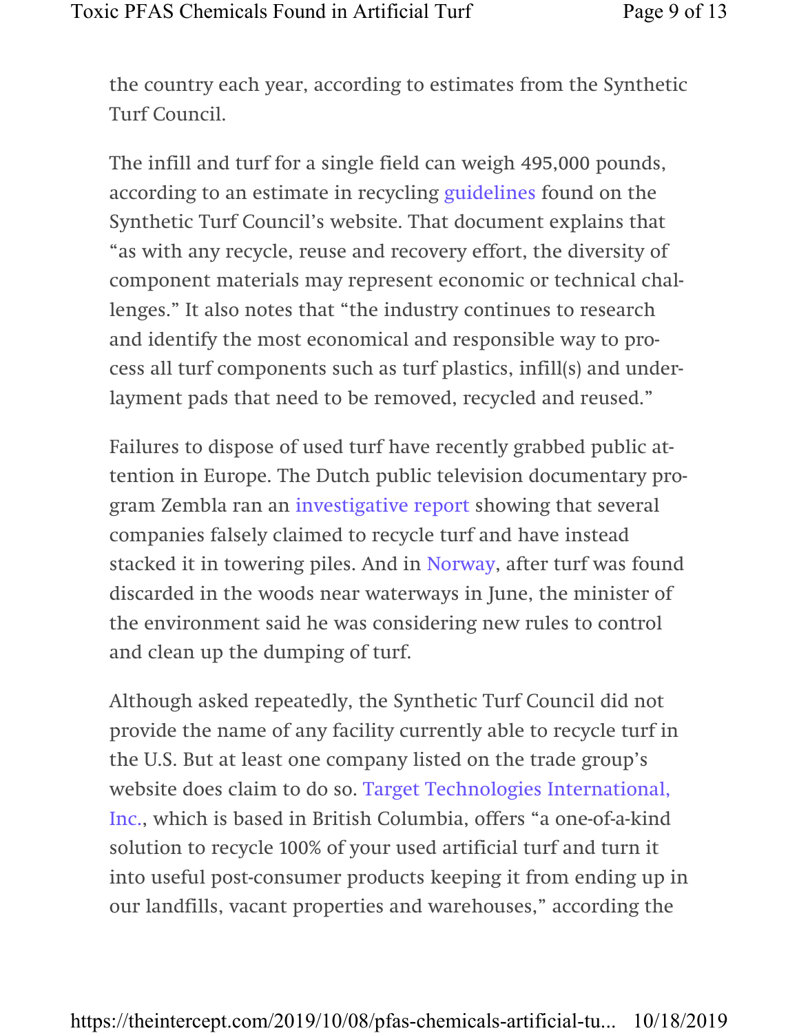the country each year, according to estimates from the Synthetic Turf Council.

The infill and turf for a single field can weigh 495,000 pounds, according to an estimate in recycling guidelines found on the Synthetic Turf Council's website. That document explains that "as with any recycle, reuse and recovery effort, the diversity of component materials may represent economic or technical challenges." It also notes that "the industry continues to research and identify the most economical and responsible way to process all turf components such as turf plastics, infill(s) and underlayment pads that need to be removed, recycled and reused."

Failures to dispose of used turf have recently grabbed public attention in Europe. The Dutch public television documentary program Zembla ran an investigative report showing that several companies falsely claimed to recycle turf and have instead stacked it in towering piles. And in Norway, after turf was found discarded in the woods near waterways in June, the minister of the environment said he was considering new rules to control and clean up the dumping of turf.

Although asked repeatedly, the Synthetic Turf Council did not provide the name of any facility currently able to recycle turf in the U.S. But at least one company listed on the trade group's website does claim to do so. Target Technologies International, Inc., which is based in British Columbia, offers "a one-of-a-kind solution to recycle 100% of your used artificial turf and turn it into useful post-consumer products keeping it from ending up in our landfills, vacant properties and warehouses," according the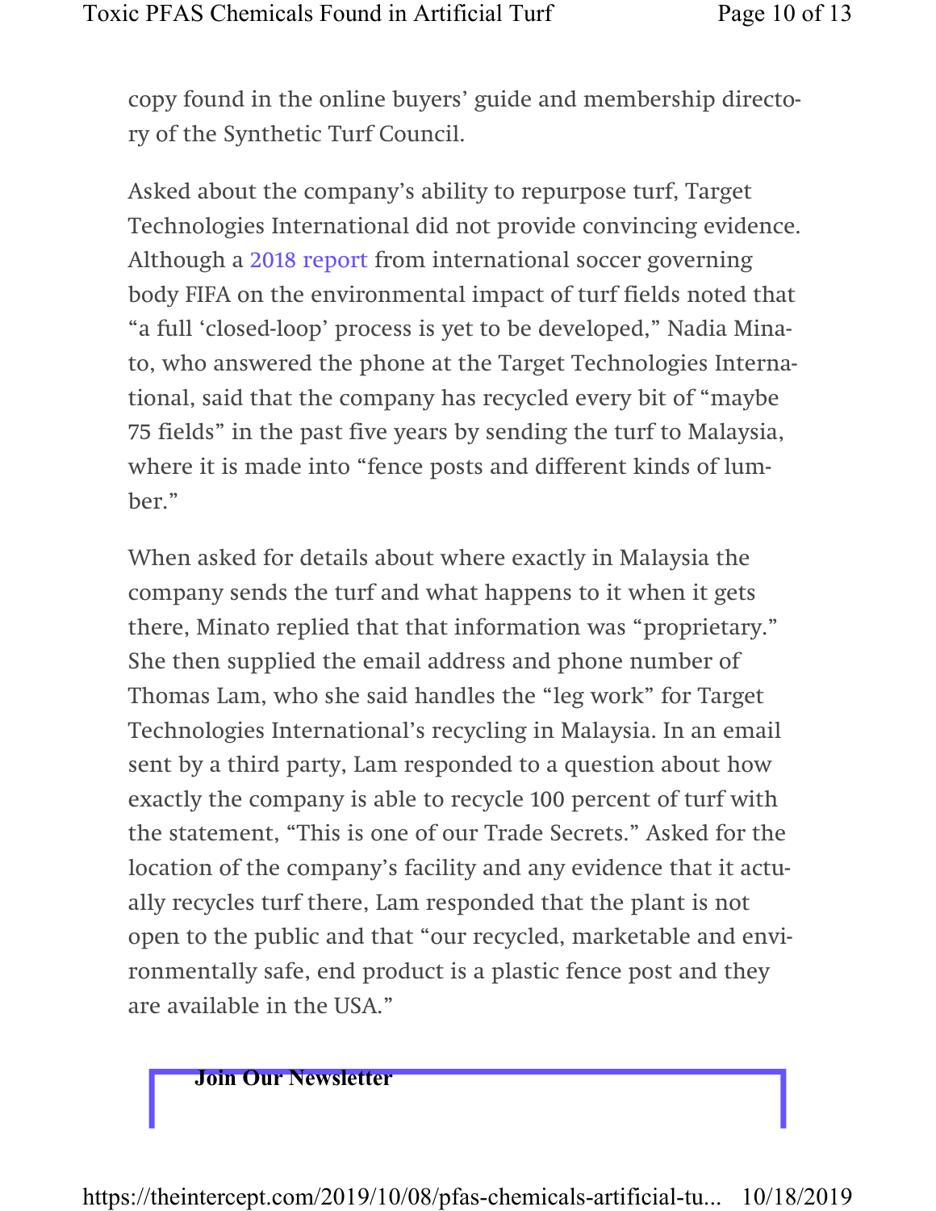copy found in the online buyers' guide and membership directory of the Synthetic Turf Council.

Asked about the company's ability to repurpose turf, Target Technologies International did not provide convincing evidence. Although a 2018 report from international soccer governing body FIFA on the environmental impact of turf fields noted that "a full 'closed-loop' process is yet to be developed," Nadia Minato, who answered the phone at the Target Technologies International, said that the company has recycled every bit of "maybe 75 fields" in the past five years by sending the turf to Malaysia, where it is made into "fence posts and different kinds of lumber."

When asked for details about where exactly in Malaysia the company sends the turf and what happens to it when it gets there, Minato replied that that information was "proprietary." She then supplied the email address and phone number of Thomas Lam, who she said handles the "leg work" for Target Technologies International's recycling in Malaysia. In an email sent by a third party, Lam responded to a question about how exactly the company is able to recycle 100 percent of turf with the statement, "This is one of our Trade Secrets." Asked for the location of the company's facility and any evidence that it actually recycles turf there, Lam responded that the plant is not open to the public and that "our recycled, marketable and environmentally safe, end product is a plastic fence post and they are available in the USA."

**Join Our Newsletter**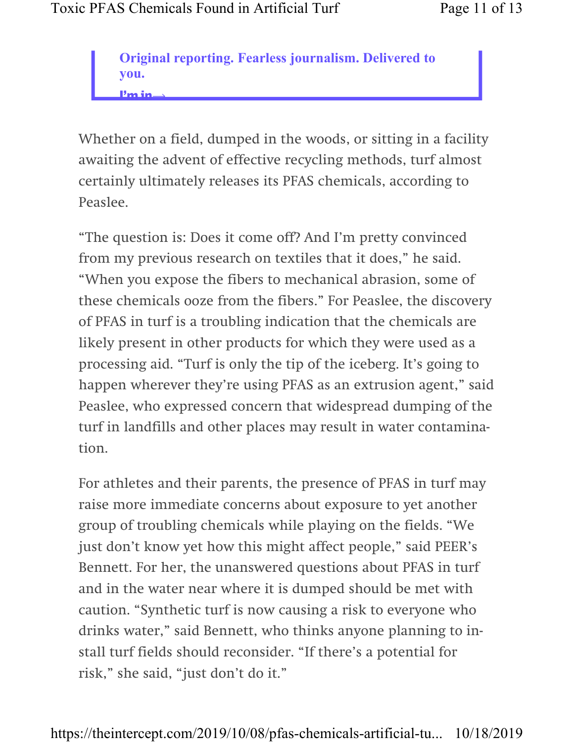**Original reporting. Fearless journalism. Delivered to you.**

**I'm in→**

Whether on a field, dumped in the woods, or sitting in a facility awaiting the advent of effective recycling methods, turf almost certainly ultimately releases its PFAS chemicals, according to Peaslee.

"The question is: Does it come off? And I'm pretty convinced from my previous research on textiles that it does," he said. "When you expose the fibers to mechanical abrasion, some of these chemicals ooze from the fibers." For Peaslee, the discovery of PFAS in turf is a troubling indication that the chemicals are likely present in other products for which they were used as a processing aid. "Turf is only the tip of the iceberg. It's going to happen wherever they're using PFAS as an extrusion agent," said Peaslee, who expressed concern that widespread dumping of the turf in landfills and other places may result in water contamination.

For athletes and their parents, the presence of PFAS in turf may raise more immediate concerns about exposure to yet another group of troubling chemicals while playing on the fields. "We just don't know yet how this might affect people," said PEER's Bennett. For her, the unanswered questions about PFAS in turf and in the water near where it is dumped should be met with caution. "Synthetic turf is now causing a risk to everyone who drinks water," said Bennett, who thinks anyone planning to install turf fields should reconsider. "If there's a potential for risk," she said, "just don't do it."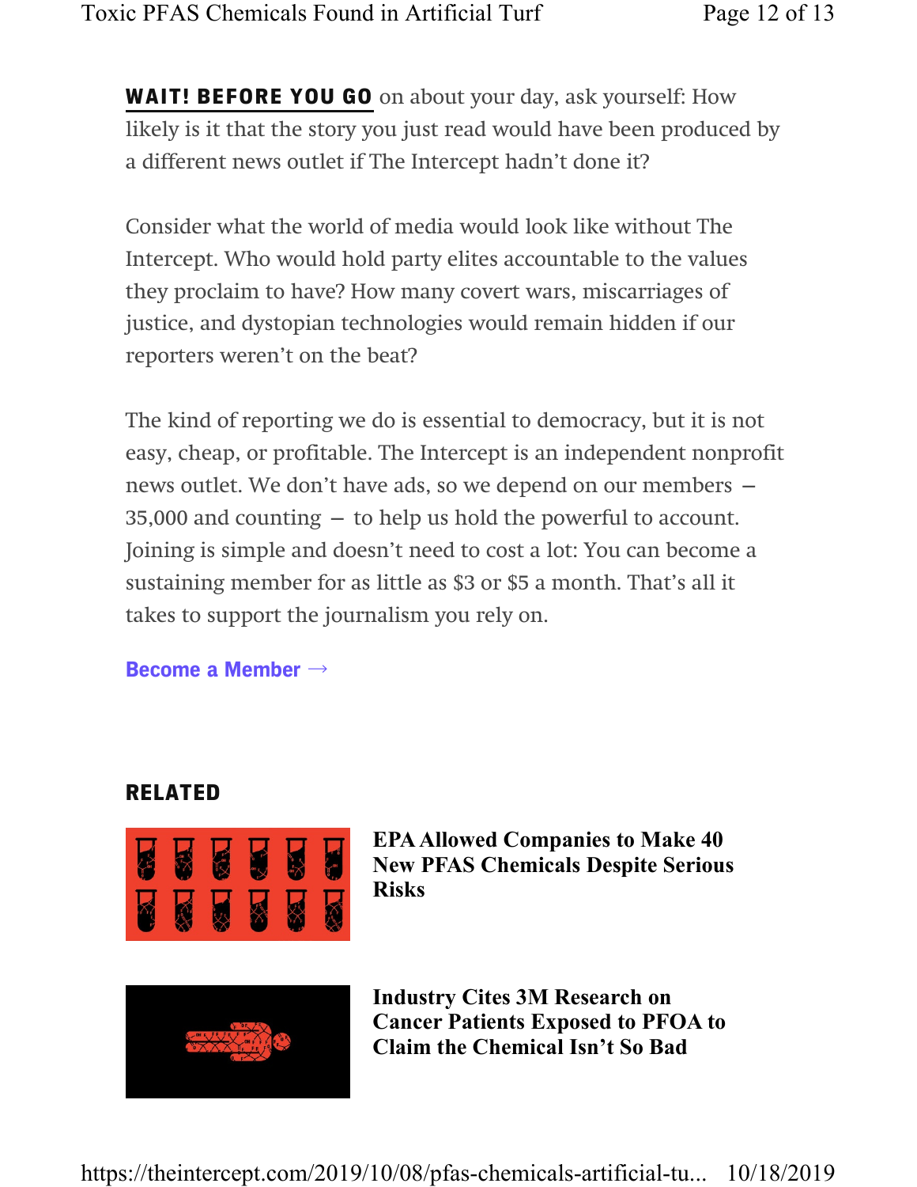**WAIT! BEFORE YOU GO** on about your day, ask yourself: How likely is it that the story you just read would have been produced by a different news outlet if The Intercept hadn't done it?

Consider what the world of media would look like without The Intercept. Who would hold party elites accountable to the values they proclaim to have? How many covert wars, miscarriages of justice, and dystopian technologies would remain hidden if our reporters weren't on the beat?

The kind of reporting we do is essential to democracy, but it is not easy, cheap, or profitable. The Intercept is an independent nonprofit news outlet. We don't have ads, so we depend on our members — 35,000 and counting — to help us hold the powerful to account. Joining is simple and doesn't need to cost a lot: You can become a sustaining member for as little as $3 or $5 a month. That's all it takes to support the journalism you rely on.

**Become a Member →**

## RELATED

**EPA Allowed Companies to Make 40 New PFAS Chemicals Despite Serious Risks**

**Industry Cites 3M Research on Cancer Patients Exposed to PFOA to Claim the Chemical Isn't So Bad**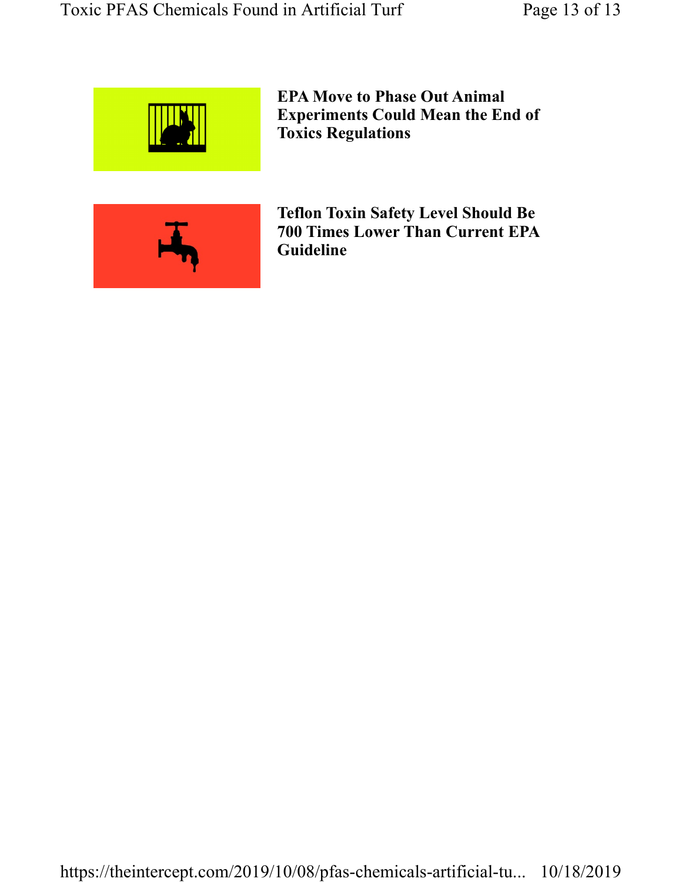**EPA Move to Phase Out Animal Experiments Could Mean the End of Toxics Regulations**

**Teflon Toxin Safety Level Should Be 700 Times Lower Than Current EPA Guideline**